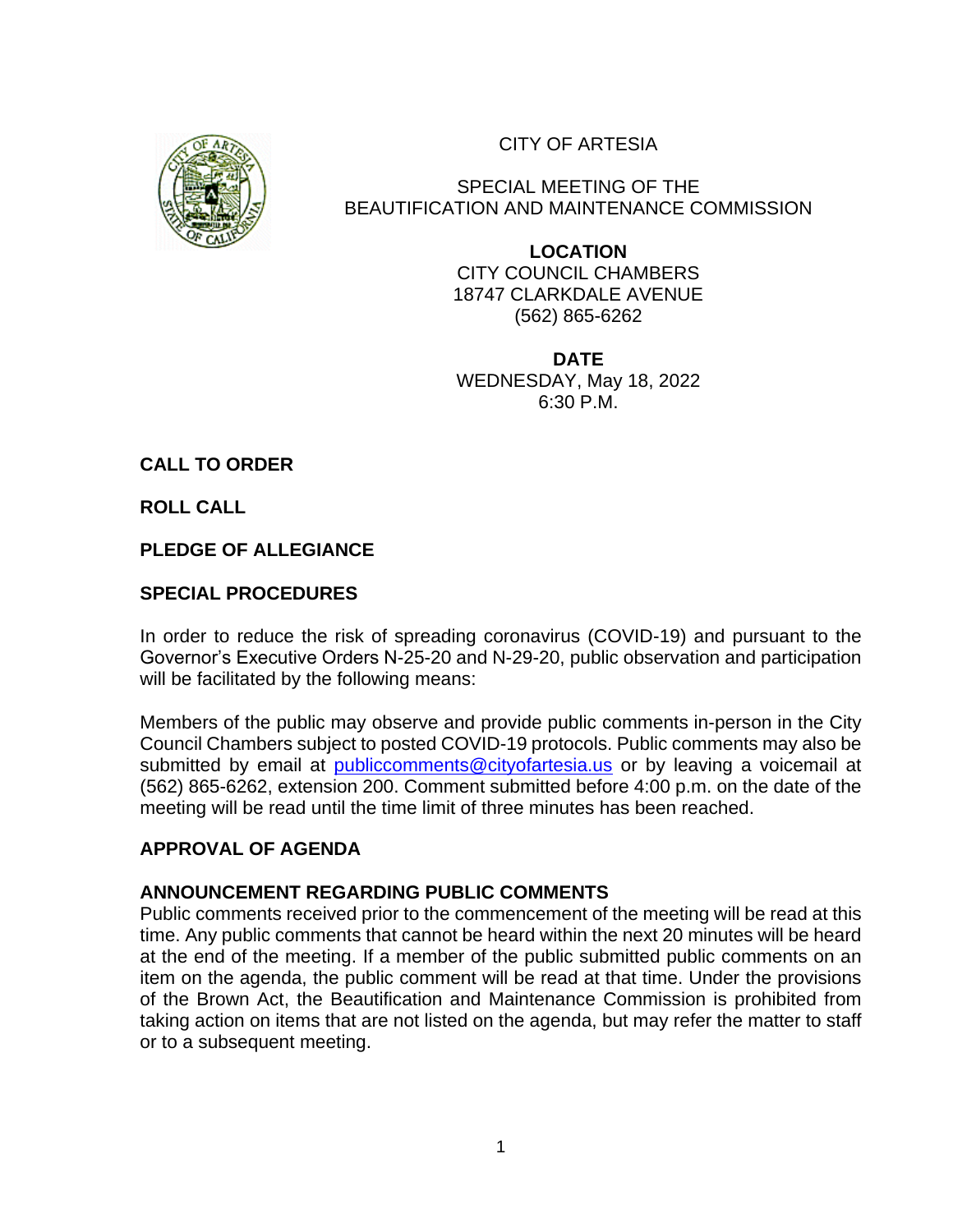CITY OF ARTESIA

SPECIAL MEETING OF THE
BEAUTIFICATION AND MAINTENANCE COMMISSION

**LOCATION**
CITY COUNCIL CHAMBERS
18747 CLARKDALE AVENUE
(562) 865-6262

**DATE**
WEDNESDAY, May 18, 2022
6:30 P.M.

**CALL TO ORDER**

**ROLL CALL**

**PLEDGE OF ALLEGIANCE**

**SPECIAL PROCEDURES**

In order to reduce the risk of spreading coronavirus (COVID-19) and pursuant to the Governor's Executive Orders N-25-20 and N-29-20, public observation and participation will be facilitated by the following means:

Members of the public may observe and provide public comments in-person in the City Council Chambers subject to posted COVID-19 protocols. Public comments may also be submitted by email at publiccomments@cityofartesia.us or by leaving a voicemail at (562) 865-6262, extension 200. Comment submitted before 4:00 p.m. on the date of the meeting will be read until the time limit of three minutes has been reached.

**APPROVAL OF AGENDA**

**ANNOUNCEMENT REGARDING PUBLIC COMMENTS**

Public comments received prior to the commencement of the meeting will be read at this time. Any public comments that cannot be heard within the next 20 minutes will be heard at the end of the meeting. If a member of the public submitted public comments on an item on the agenda, the public comment will be read at that time. Under the provisions of the Brown Act, the Beautification and Maintenance Commission is prohibited from taking action on items that are not listed on the agenda, but may refer the matter to staff or to a subsequent meeting.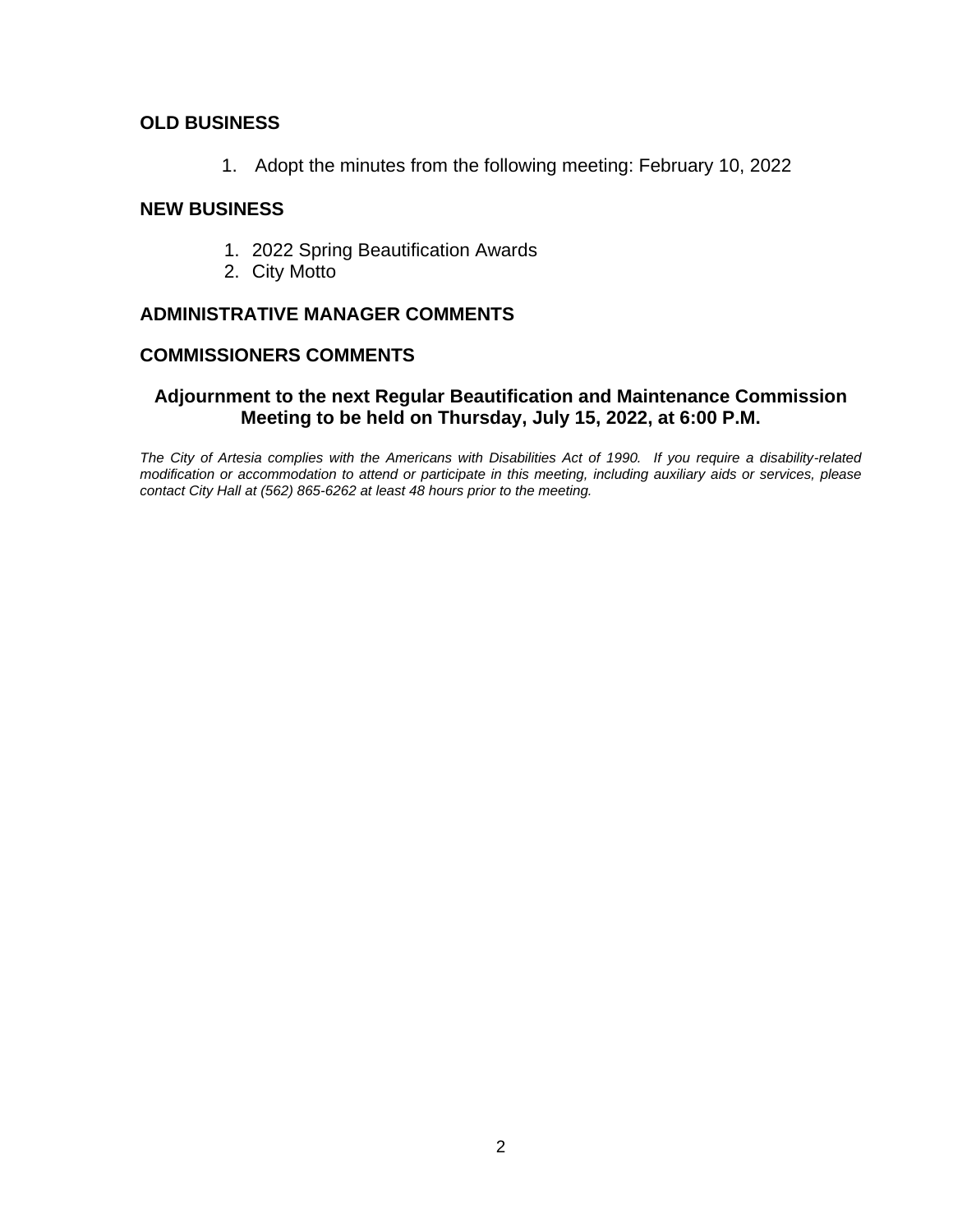## OLD BUSINESS

1. Adopt the minutes from the following meeting: February 10, 2022

## NEW BUSINESS

1. 2022 Spring Beautification Awards
2. City Motto

## ADMINISTRATIVE MANAGER COMMENTS

## COMMISSIONERS COMMENTS

**Adjournment to the next Regular Beautification and Maintenance Commission Meeting to be held on Thursday, July 15, 2022, at 6:00 P.M.**

*The City of Artesia complies with the Americans with Disabilities Act of 1990. If you require a disability-related modification or accommodation to attend or participate in this meeting, including auxiliary aids or services, please contact City Hall at (562) 865-6262 at least 48 hours prior to the meeting.*